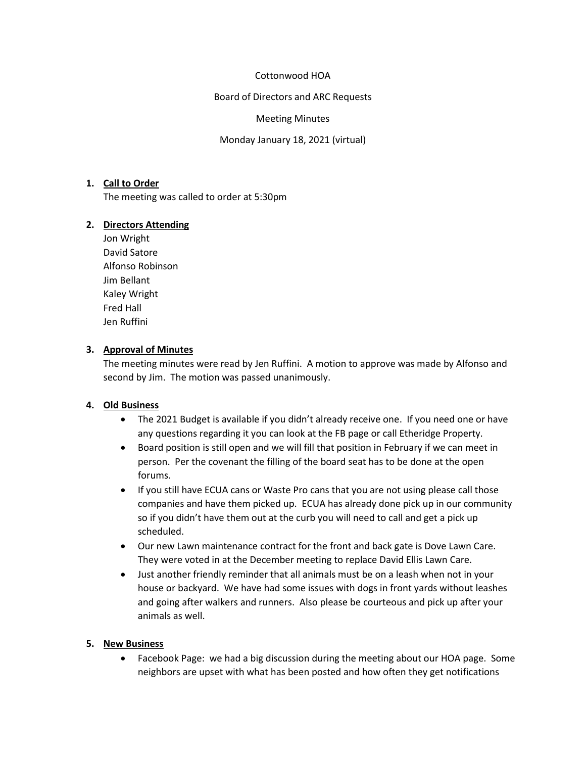Cottonwood HOA

Board of Directors and ARC Requests

Meeting Minutes

Monday January 18, 2021 (virtual)

1. **Call to Order**

   The meeting was called to order at 5:30pm

2. **Directors Attending**

   Jon Wright
   David Satore
   Alfonso Robinson
   Jim Bellant
   Kaley Wright
   Fred Hall
   Jen Ruffini

3. **Approval of Minutes**

   The meeting minutes were read by Jen Ruffini. A motion to approve was made by Alfonso and second by Jim. The motion was passed unanimously.

4. **Old Business**

   - The 2021 Budget is available if you didn't already receive one. If you need one or have any questions regarding it you can look at the FB page or call Etheridge Property.
   - Board position is still open and we will fill that position in February if we can meet in person. Per the covenant the filling of the board seat has to be done at the open forums.
   - If you still have ECUA cans or Waste Pro cans that you are not using please call those companies and have them picked up. ECUA has already done pick up in our community so if you didn't have them out at the curb you will need to call and get a pick up scheduled.
   - Our new Lawn maintenance contract for the front and back gate is Dove Lawn Care. They were voted in at the December meeting to replace David Ellis Lawn Care.
   - Just another friendly reminder that all animals must be on a leash when not in your house or backyard. We have had some issues with dogs in front yards without leashes and going after walkers and runners. Also please be courteous and pick up after your animals as well.

5. **New Business**

   - Facebook Page: we had a big discussion during the meeting about our HOA page. Some neighbors are upset with what has been posted and how often they get notifications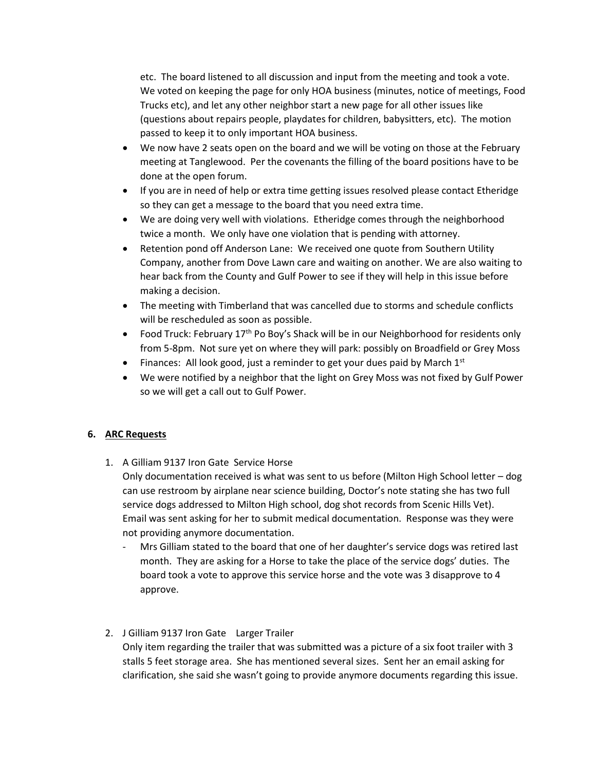etc. The board listened to all discussion and input from the meeting and took a vote. We voted on keeping the page for only HOA business (minutes, notice of meetings, Food Trucks etc), and let any other neighbor start a new page for all other issues like (questions about repairs people, playdates for children, babysitters, etc). The motion passed to keep it to only important HOA business.

- We now have 2 seats open on the board and we will be voting on those at the February meeting at Tanglewood. Per the covenants the filling of the board positions have to be done at the open forum.
- If you are in need of help or extra time getting issues resolved please contact Etheridge so they can get a message to the board that you need extra time.
- We are doing very well with violations. Etheridge comes through the neighborhood twice a month. We only have one violation that is pending with attorney.
- Retention pond off Anderson Lane: We received one quote from Southern Utility Company, another from Dove Lawn care and waiting on another. We are also waiting to hear back from the County and Gulf Power to see if they will help in this issue before making a decision.
- The meeting with Timberland that was cancelled due to storms and schedule conflicts will be rescheduled as soon as possible.
- Food Truck: February 17th Po Boy's Shack will be in our Neighborhood for residents only from 5-8pm. Not sure yet on where they will park: possibly on Broadfield or Grey Moss
- Finances: All look good, just a reminder to get your dues paid by March 1st
- We were notified by a neighbor that the light on Grey Moss was not fixed by Gulf Power so we will get a call out to Gulf Power.

**6. ARC Requests**

1. A Gilliam 9137 Iron Gate Service Horse
   Only documentation received is what was sent to us before (Milton High School letter – dog can use restroom by airplane near science building, Doctor's note stating she has two full service dogs addressed to Milton High school, dog shot records from Scenic Hills Vet). Email was sent asking for her to submit medical documentation. Response was they were not providing anymore documentation.
   - Mrs Gilliam stated to the board that one of her daughter's service dogs was retired last month. They are asking for a Horse to take the place of the service dogs' duties. The board took a vote to approve this service horse and the vote was 3 disapprove to 4 approve.

2. J Gilliam 9137 Iron Gate Larger Trailer
   Only item regarding the trailer that was submitted was a picture of a six foot trailer with 3 stalls 5 feet storage area. She has mentioned several sizes. Sent her an email asking for clarification, she said she wasn't going to provide anymore documents regarding this issue.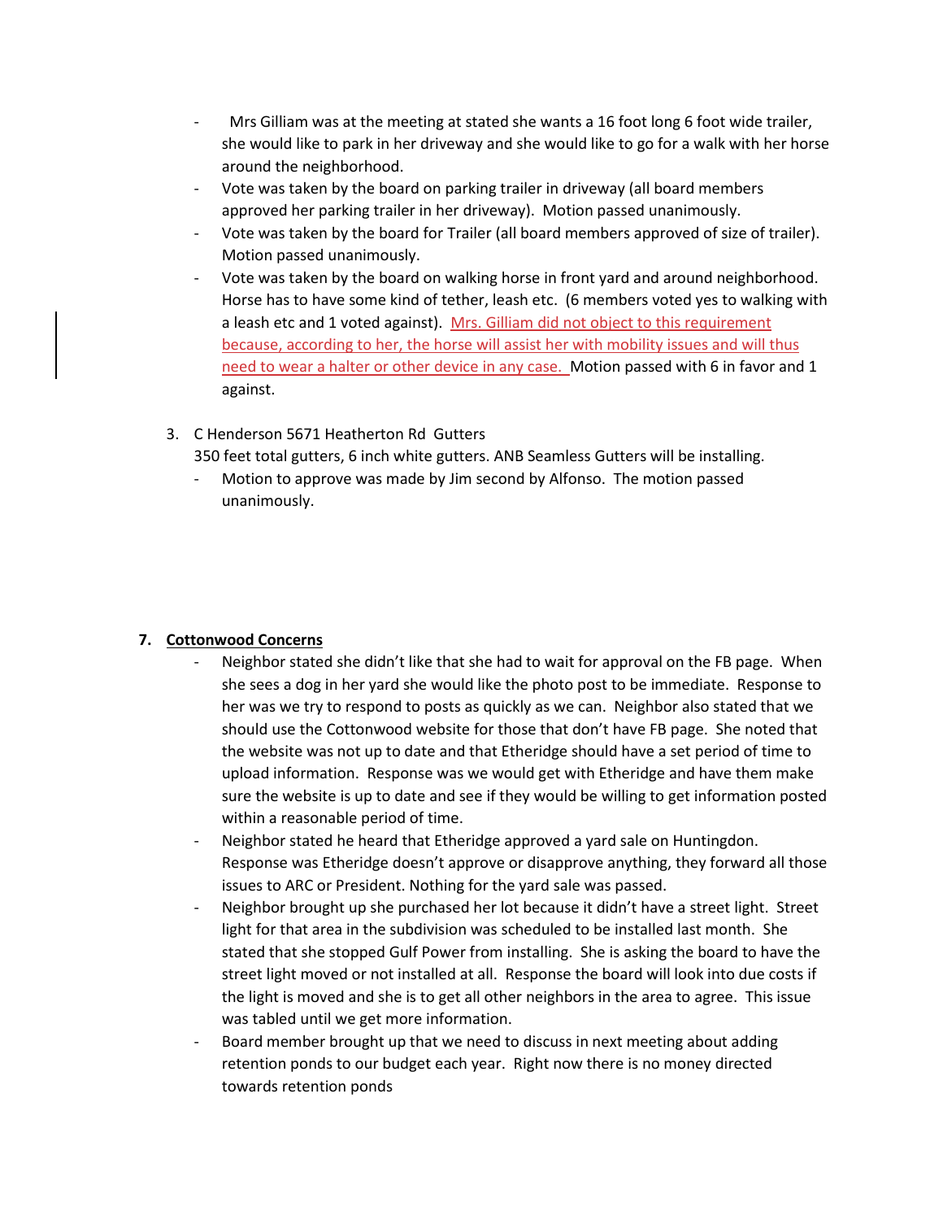- Mrs Gilliam was at the meeting at stated she wants a 16 foot long 6 foot wide trailer, she would like to park in her driveway and she would like to go for a walk with her horse around the neighborhood.
- Vote was taken by the board on parking trailer in driveway (all board members approved her parking trailer in her driveway). Motion passed unanimously.
- Vote was taken by the board for Trailer (all board members approved of size of trailer). Motion passed unanimously.
- Vote was taken by the board on walking horse in front yard and around neighborhood. Horse has to have some kind of tether, leash etc. (6 members voted yes to walking with a leash etc and 1 voted against). Mrs. Gilliam did not object to this requirement because, according to her, the horse will assist her with mobility issues and will thus need to wear a halter or other device in any case. Motion passed with 6 in favor and 1 against.

3. C Henderson 5671 Heatherton Rd Gutters
   350 feet total gutters, 6 inch white gutters. ANB Seamless Gutters will be installing.
   - Motion to approve was made by Jim second by Alfonso. The motion passed unanimously.

**7. Cottonwood Concerns**

- Neighbor stated she didn't like that she had to wait for approval on the FB page. When she sees a dog in her yard she would like the photo post to be immediate. Response to her was we try to respond to posts as quickly as we can. Neighbor also stated that we should use the Cottonwood website for those that don't have FB page. She noted that the website was not up to date and that Etheridge should have a set period of time to upload information. Response was we would get with Etheridge and have them make sure the website is up to date and see if they would be willing to get information posted within a reasonable period of time.
- Neighbor stated he heard that Etheridge approved a yard sale on Huntingdon. Response was Etheridge doesn't approve or disapprove anything, they forward all those issues to ARC or President. Nothing for the yard sale was passed.
- Neighbor brought up she purchased her lot because it didn't have a street light. Street light for that area in the subdivision was scheduled to be installed last month. She stated that she stopped Gulf Power from installing. She is asking the board to have the street light moved or not installed at all. Response the board will look into due costs if the light is moved and she is to get all other neighbors in the area to agree. This issue was tabled until we get more information.
- Board member brought up that we need to discuss in next meeting about adding retention ponds to our budget each year. Right now there is no money directed towards retention ponds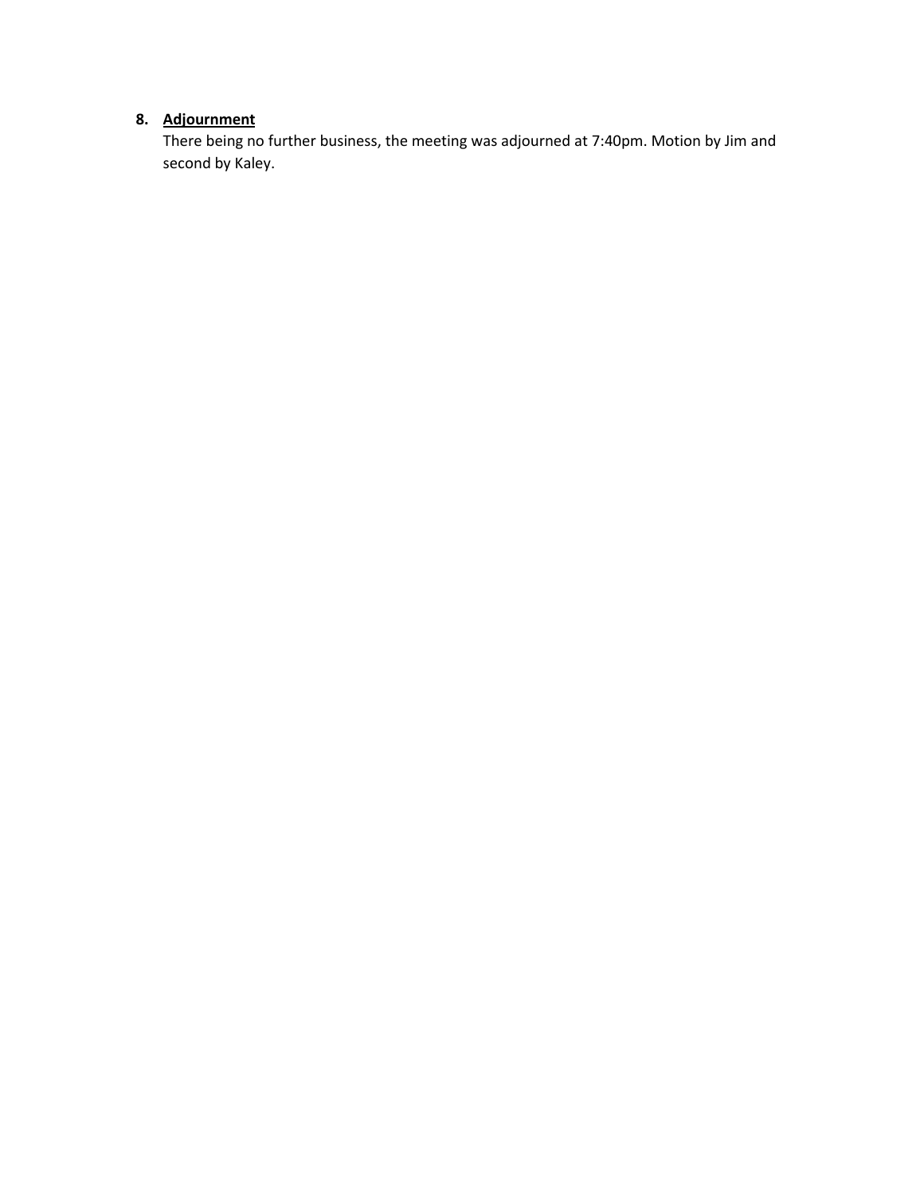8. **Adjournment**

   There being no further business, the meeting was adjourned at 7:40pm. Motion by Jim and second by Kaley.